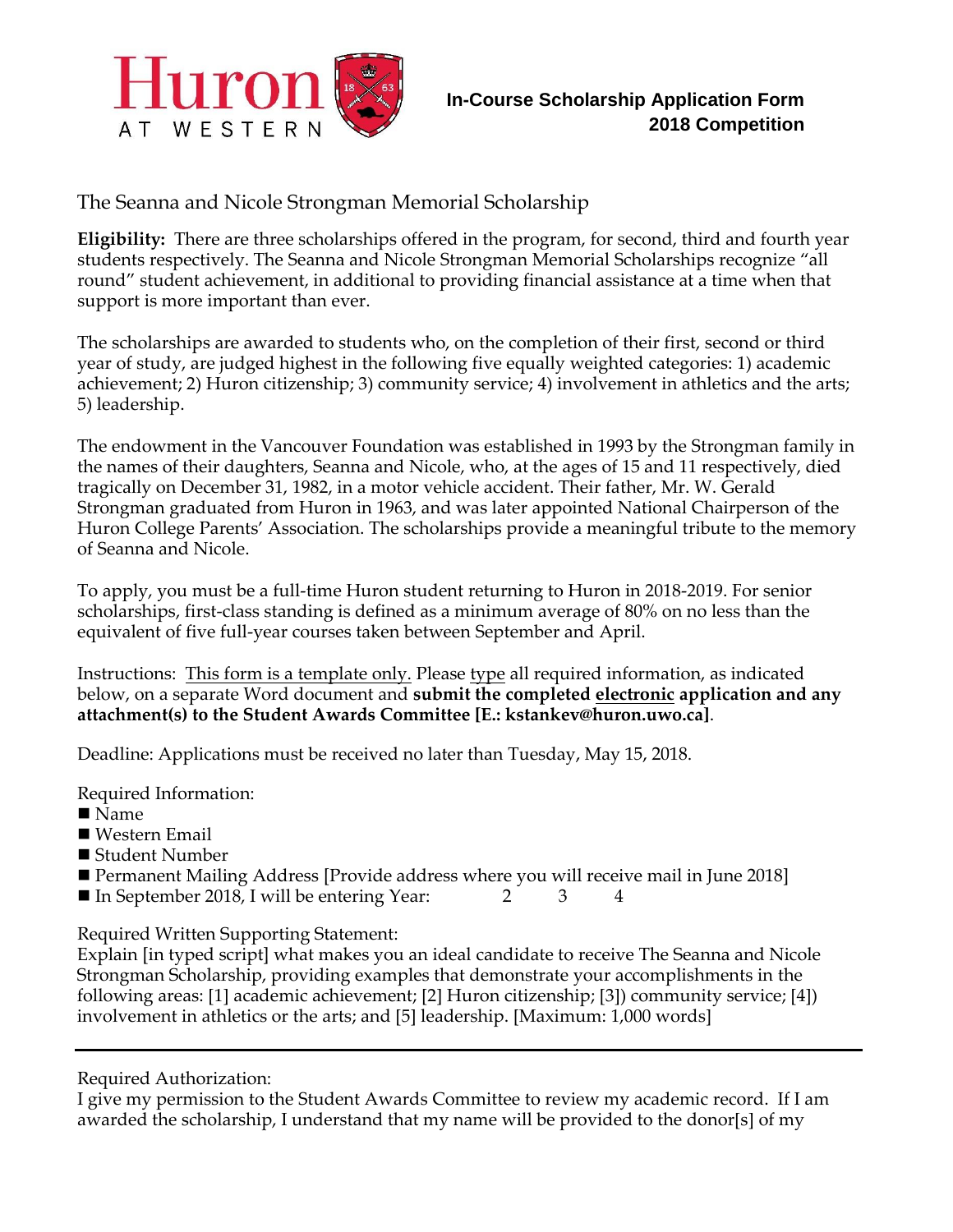Huron AT WESTERN

**In-Course Scholarship Application Form**
**2018 Competition**

## The Seanna and Nicole Strongman Memorial Scholarship

**Eligibility:** There are three scholarships offered in the program, for second, third and fourth year students respectively. The Seanna and Nicole Strongman Memorial Scholarships recognize "all round" student achievement, in additional to providing financial assistance at a time when that support is more important than ever.

The scholarships are awarded to students who, on the completion of their first, second or third year of study, are judged highest in the following five equally weighted categories: 1) academic achievement; 2) Huron citizenship; 3) community service; 4) involvement in athletics and the arts; 5) leadership.

The endowment in the Vancouver Foundation was established in 1993 by the Strongman family in the names of their daughters, Seanna and Nicole, who, at the ages of 15 and 11 respectively, died tragically on December 31, 1982, in a motor vehicle accident. Their father, Mr. W. Gerald Strongman graduated from Huron in 1963, and was later appointed National Chairperson of the Huron College Parents' Association. The scholarships provide a meaningful tribute to the memory of Seanna and Nicole.

To apply, you must be a full-time Huron student returning to Huron in 2018-2019. For senior scholarships, first-class standing is defined as a minimum average of 80% on no less than the equivalent of five full-year courses taken between September and April.

Instructions: <u>This form is a template only.</u> Please <u>type</u> all required information, as indicated below, on a separate Word document and **submit the completed <u>electronic</u> application and any attachment(s) to the Student Awards Committee [E.: kstankev@huron.uwo.ca]**.

Deadline: Applications must be received no later than Tuesday, May 15, 2018.

Required Information:

- Name
- Western Email
- Student Number
- Permanent Mailing Address [Provide address where you will receive mail in June 2018]
- In September 2018, I will be entering Year: 2 3 4

Required Written Supporting Statement:
Explain [in typed script] what makes you an ideal candidate to receive The Seanna and Nicole Strongman Scholarship, providing examples that demonstrate your accomplishments in the following areas: [1] academic achievement; [2] Huron citizenship; [3]) community service; [4]) involvement in athletics or the arts; and [5] leadership. [Maximum: 1,000 words]

---

Required Authorization:
I give my permission to the Student Awards Committee to review my academic record. If I am awarded the scholarship, I understand that my name will be provided to the donor[s] of my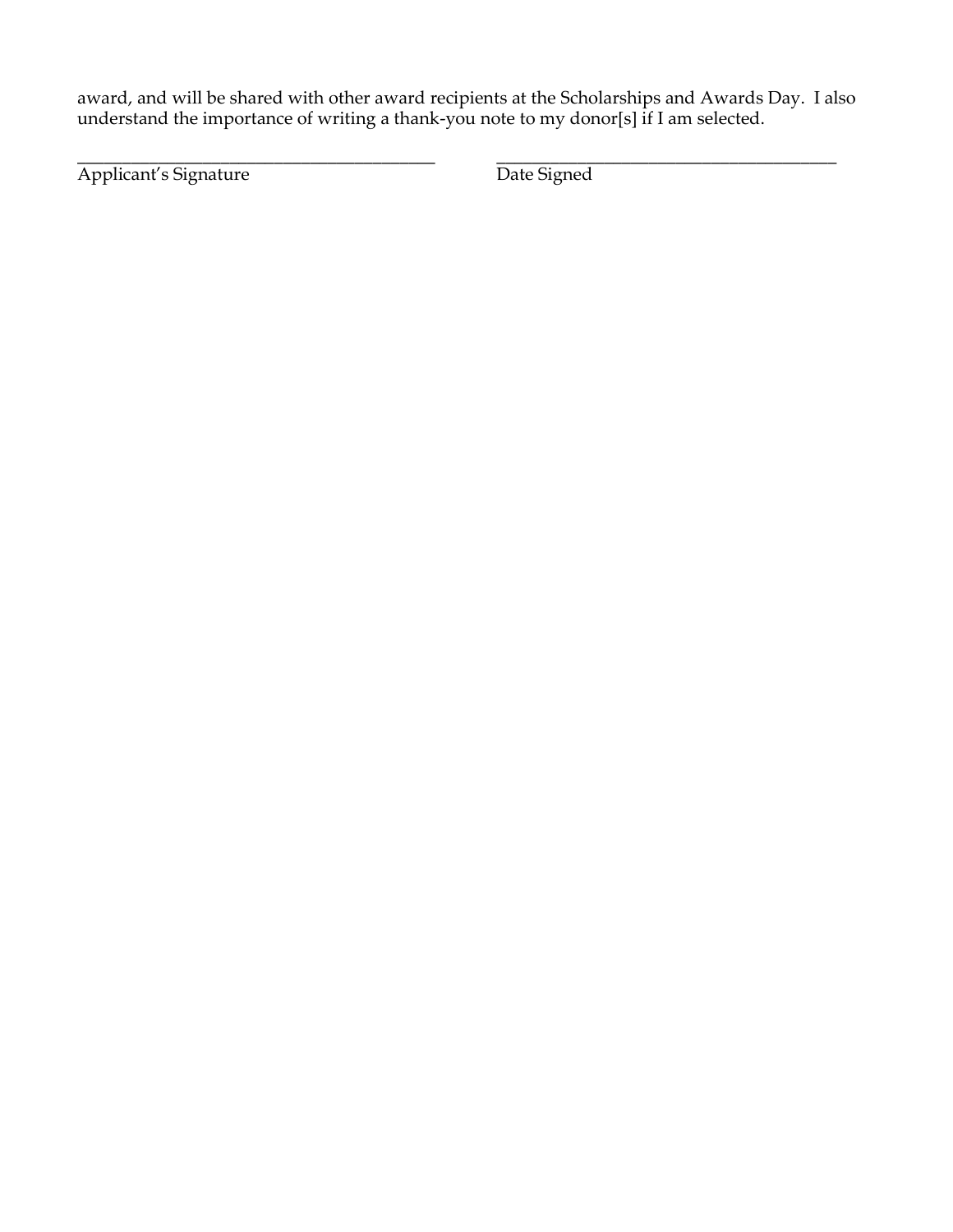award, and will be shared with other award recipients at the Scholarships and Awards Day. I also understand the importance of writing a thank-you note to my donor[s] if I am selected.

_____________________________________________ _____________________________________________

Applicant's Signature Date Signed